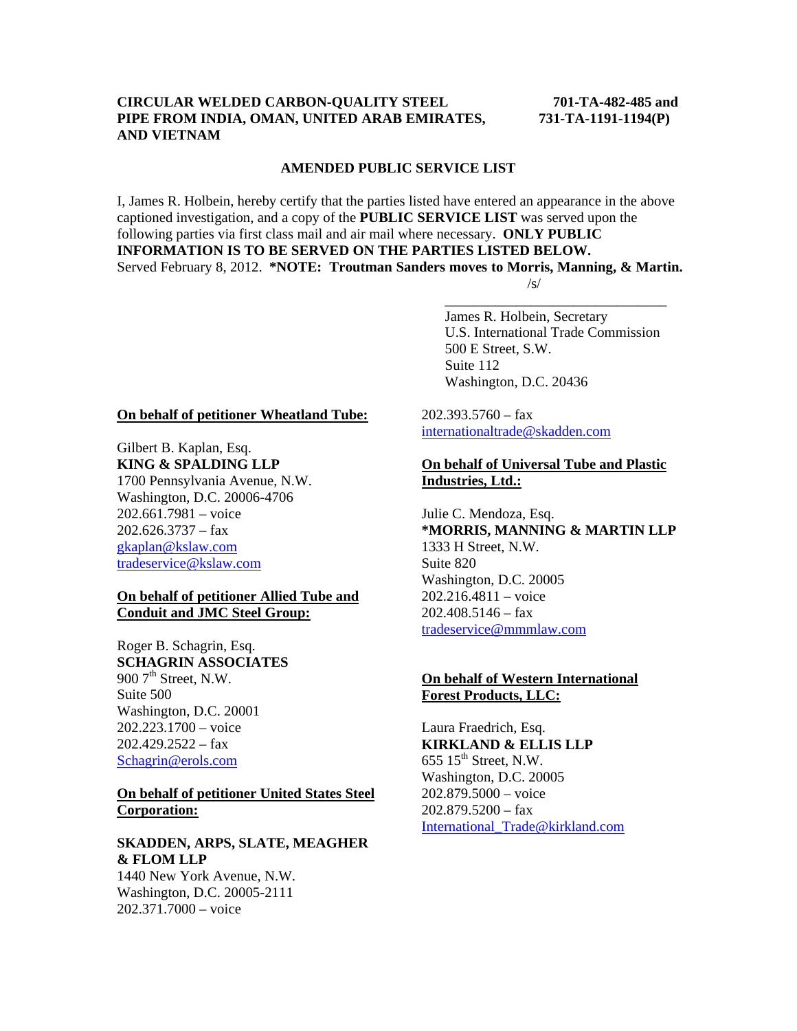**CIRCULAR WELDED CARBON-QUALITY STEEL PIPE FROM INDIA, OMAN, UNITED ARAB EMIRATES, AND VIETNAM**

**701-TA-482-485 and 731-TA-1191-1194(P)**

**AMENDED PUBLIC SERVICE LIST**

I, James R. Holbein, hereby certify that the parties listed have entered an appearance in the above captioned investigation, and a copy of the **PUBLIC SERVICE LIST** was served upon the following parties via first class mail and air mail where necessary. **ONLY PUBLIC INFORMATION IS TO BE SERVED ON THE PARTIES LISTED BELOW.**
Served February 8, 2012. ***NOTE: Troutman Sanders moves to Morris, Manning, & Martin.**

/s/
________________________________
James R. Holbein, Secretary
U.S. International Trade Commission
500 E Street, S.W.
Suite 112
Washington, D.C. 20436

**On behalf of petitioner Wheatland Tube:**

Gilbert B. Kaplan, Esq.
**KING & SPALDING LLP**
1700 Pennsylvania Avenue, N.W.
Washington, D.C. 20006-4706
202.661.7981 – voice
202.626.3737 – fax
gkaplan@kslaw.com
tradeservice@kslaw.com

**On behalf of petitioner Allied Tube and Conduit and JMC Steel Group:**

Roger B. Schagrin, Esq.
**SCHAGRIN ASSOCIATES**
900 7th Street, N.W.
Suite 500
Washington, D.C. 20001
202.223.1700 – voice
202.429.2522 – fax
Schagrin@erols.com

**On behalf of petitioner United States Steel Corporation:**

**SKADDEN, ARPS, SLATE, MEAGHER & FLOM LLP**
1440 New York Avenue, N.W.
Washington, D.C. 20005-2111
202.371.7000 – voice
202.393.5760 – fax
internationaltrade@skadden.com

**On behalf of Universal Tube and Plastic Industries, Ltd.:**

Julie C. Mendoza, Esq.
***MORRIS, MANNING & MARTIN LLP**
1333 H Street, N.W.
Suite 820
Washington, D.C. 20005
202.216.4811 – voice
202.408.5146 – fax
tradeservice@mmmlaw.com

**On behalf of Western International Forest Products, LLC:**

Laura Fraedrich, Esq.
**KIRKLAND & ELLIS LLP**
655 15th Street, N.W.
Washington, D.C. 20005
202.879.5000 – voice
202.879.5200 – fax
International_Trade@kirkland.com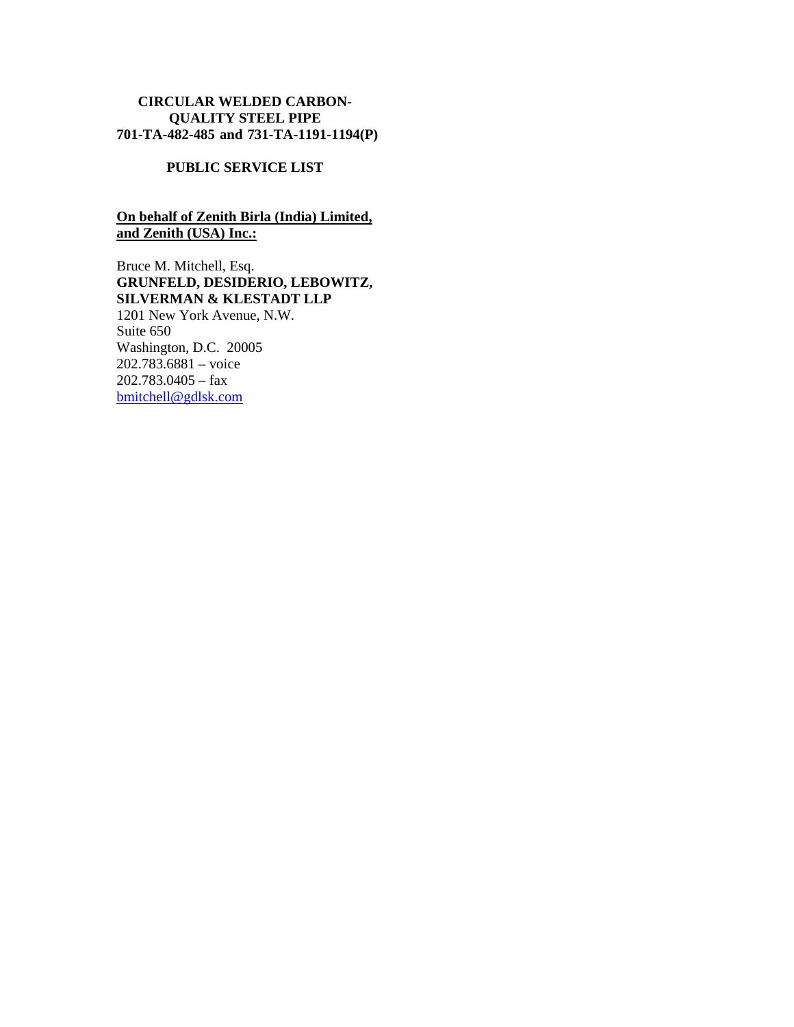**CIRCULAR WELDED CARBON-QUALITY STEEL PIPE**
**701-TA-482-485 and 731-TA-1191-1194(P)**

**PUBLIC SERVICE LIST**

**On behalf of Zenith Birla (India) Limited, and Zenith (USA) Inc.:**

Bruce M. Mitchell, Esq.
**GRUNFELD, DESIDERIO, LEBOWITZ, SILVERMAN & KLESTADT LLP**
1201 New York Avenue, N.W.
Suite 650
Washington, D.C. 20005
202.783.6881 – voice
202.783.0405 – fax
bmitchell@gdlsk.com